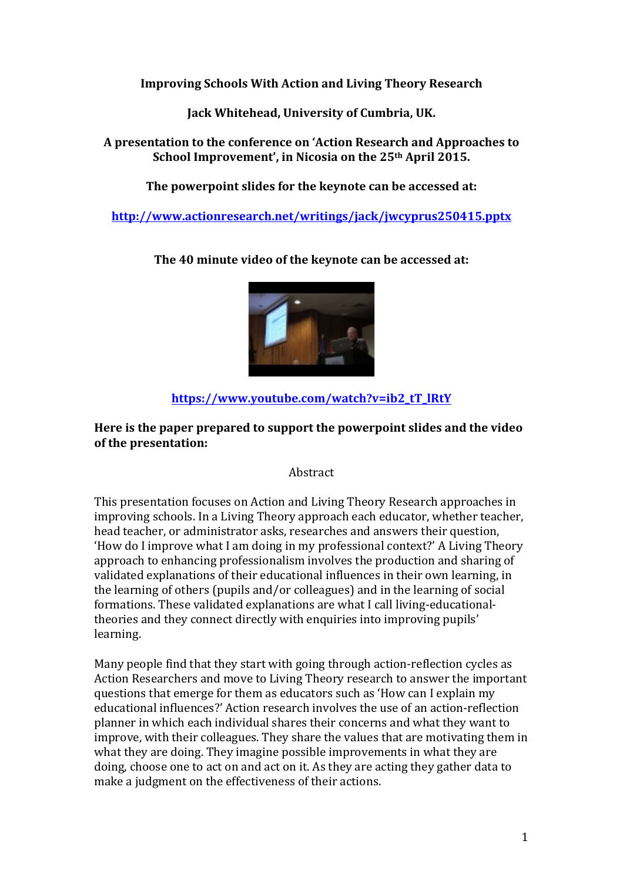**Improving Schools With Action and Living Theory Research**

**Jack Whitehead, University of Cumbria, UK.**

**A presentation to the conference on 'Action Research and Approaches to School Improvement', in Nicosia on the 25th April 2015.**

**The powerpoint slides for the keynote can be accessed at:**

**http://www.actionresearch.net/writings/jack/jwcyprus250415.pptx**

**The 40 minute video of the keynote can be accessed at:**

**https://www.youtube.com/watch?v=ib2_tT_lRtY**

**Here is the paper prepared to support the powerpoint slides and the video of the presentation:**

Abstract

This presentation focuses on Action and Living Theory Research approaches in improving schools. In a Living Theory approach each educator, whether teacher, head teacher, or administrator asks, researches and answers their question, 'How do I improve what I am doing in my professional context?' A Living Theory approach to enhancing professionalism involves the production and sharing of validated explanations of their educational influences in their own learning, in the learning of others (pupils and/or colleagues) and in the learning of social formations. These validated explanations are what I call living-educational-theories and they connect directly with enquiries into improving pupils' learning.

Many people find that they start with going through action-reflection cycles as Action Researchers and move to Living Theory research to answer the important questions that emerge for them as educators such as 'How can I explain my educational influences?' Action research involves the use of an action-reflection planner in which each individual shares their concerns and what they want to improve, with their colleagues. They share the values that are motivating them in what they are doing. They imagine possible improvements in what they are doing, choose one to act on and act on it. As they are acting they gather data to make a judgment on the effectiveness of their actions.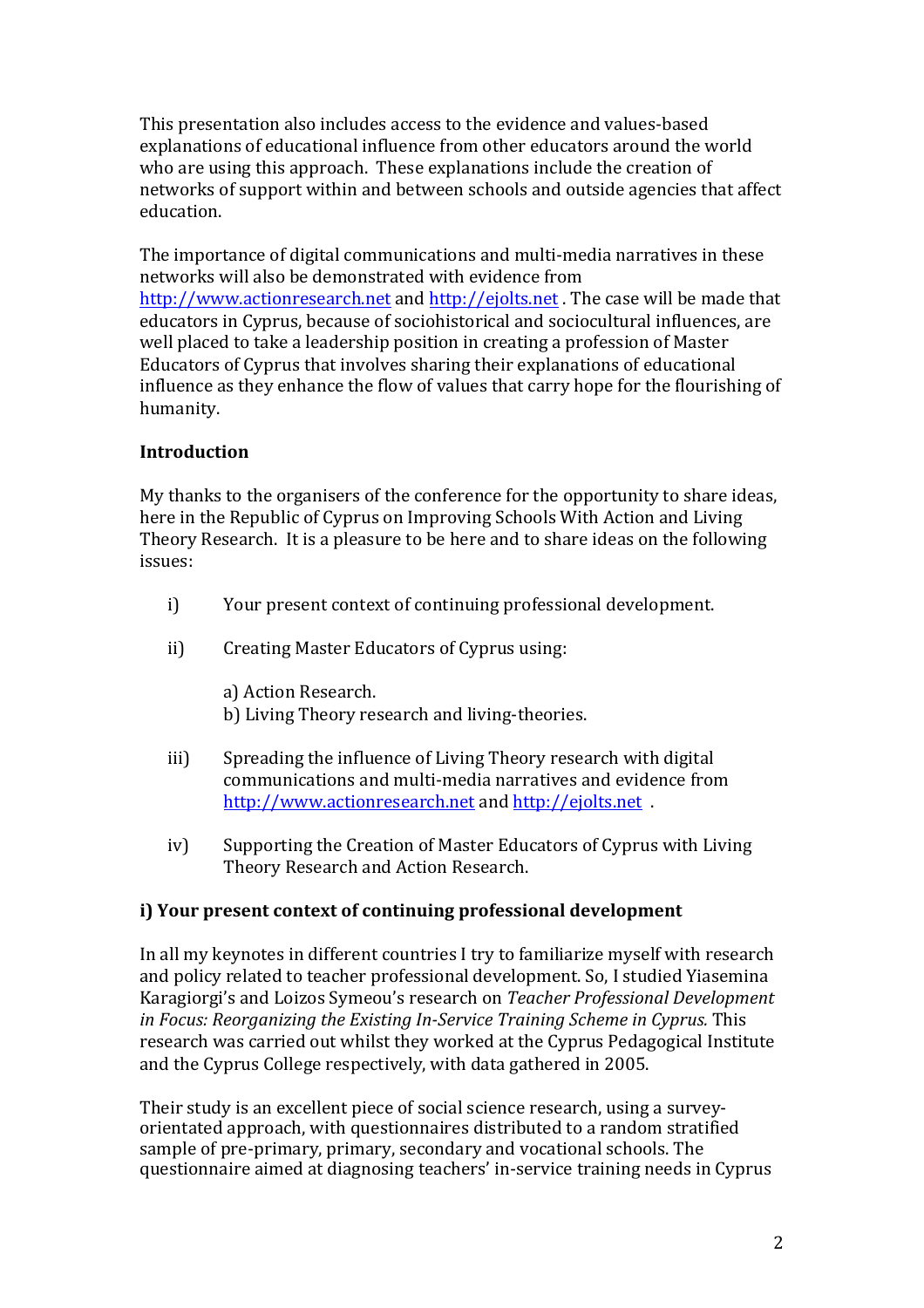This presentation also includes access to the evidence and values-based explanations of educational influence from other educators around the world who are using this approach. These explanations include the creation of networks of support within and between schools and outside agencies that affect education.

The importance of digital communications and multi-media narratives in these networks will also be demonstrated with evidence from http://www.actionresearch.net and http://ejolts.net . The case will be made that educators in Cyprus, because of sociohistorical and sociocultural influences, are well placed to take a leadership position in creating a profession of Master Educators of Cyprus that involves sharing their explanations of educational influence as they enhance the flow of values that carry hope for the flourishing of humanity.

**Introduction**

My thanks to the organisers of the conference for the opportunity to share ideas, here in the Republic of Cyprus on Improving Schools With Action and Living Theory Research. It is a pleasure to be here and to share ideas on the following issues:

i) Your present context of continuing professional development.

ii) Creating Master Educators of Cyprus using:

   a) Action Research.
   b) Living Theory research and living-theories.

iii) Spreading the influence of Living Theory research with digital communications and multi-media narratives and evidence from http://www.actionresearch.net and http://ejolts.net .

iv) Supporting the Creation of Master Educators of Cyprus with Living Theory Research and Action Research.

**i) Your present context of continuing professional development**

In all my keynotes in different countries I try to familiarize myself with research and policy related to teacher professional development. So, I studied Yiasemina Karagiorgi's and Loizos Symeou's research on *Teacher Professional Development in Focus: Reorganizing the Existing In-Service Training Scheme in Cyprus.* This research was carried out whilst they worked at the Cyprus Pedagogical Institute and the Cyprus College respectively, with data gathered in 2005.

Their study is an excellent piece of social science research, using a survey-orientated approach, with questionnaires distributed to a random stratified sample of pre-primary, primary, secondary and vocational schools. The questionnaire aimed at diagnosing teachers' in-service training needs in Cyprus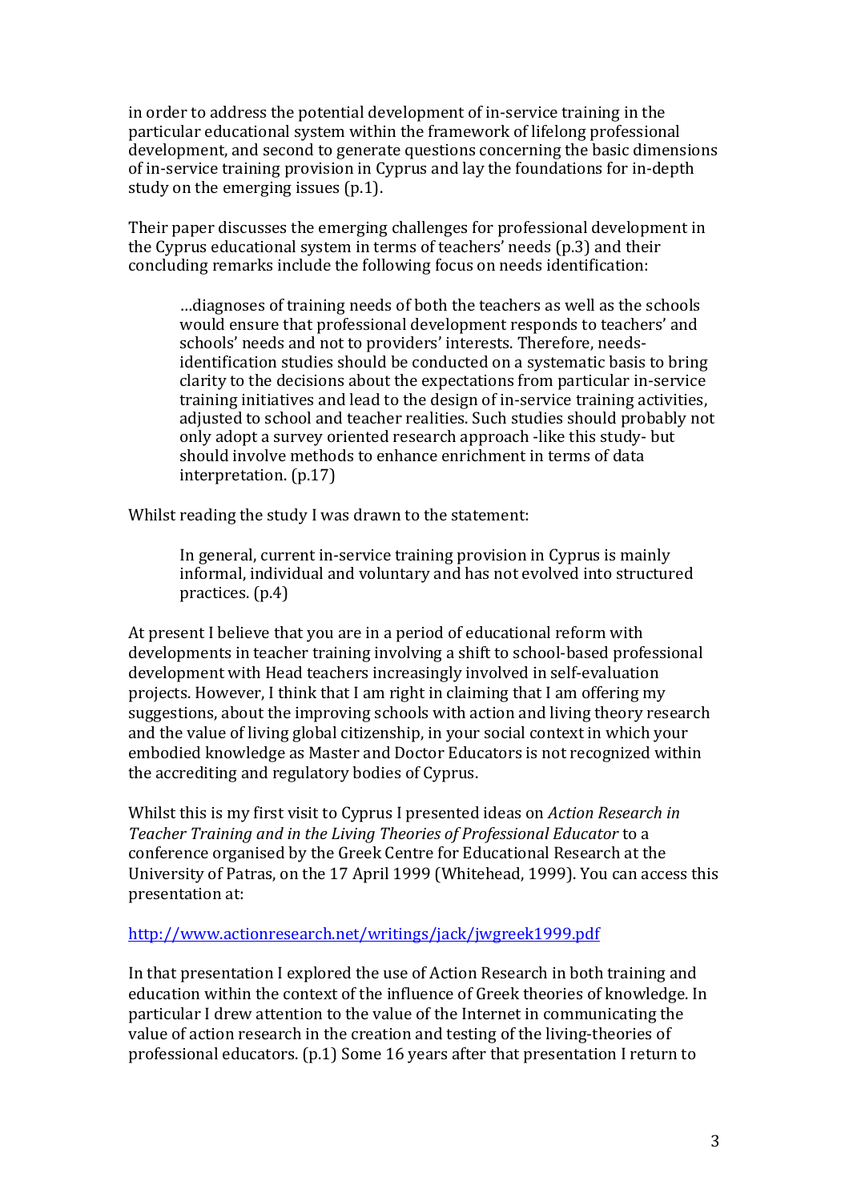in order to address the potential development of in-service training in the particular educational system within the framework of lifelong professional development, and second to generate questions concerning the basic dimensions of in-service training provision in Cyprus and lay the foundations for in-depth study on the emerging issues (p.1).

Their paper discusses the emerging challenges for professional development in the Cyprus educational system in terms of teachers' needs (p.3) and their concluding remarks include the following focus on needs identification:

> …diagnoses of training needs of both the teachers as well as the schools would ensure that professional development responds to teachers' and schools' needs and not to providers' interests. Therefore, needs-identification studies should be conducted on a systematic basis to bring clarity to the decisions about the expectations from particular in-service training initiatives and lead to the design of in-service training activities, adjusted to school and teacher realities. Such studies should probably not only adopt a survey oriented research approach -like this study- but should involve methods to enhance enrichment in terms of data interpretation. (p.17)

Whilst reading the study I was drawn to the statement:

> In general, current in-service training provision in Cyprus is mainly informal, individual and voluntary and has not evolved into structured practices. (p.4)

At present I believe that you are in a period of educational reform with developments in teacher training involving a shift to school-based professional development with Head teachers increasingly involved in self-evaluation projects. However, I think that I am right in claiming that I am offering my suggestions, about the improving schools with action and living theory research and the value of living global citizenship, in your social context in which your embodied knowledge as Master and Doctor Educators is not recognized within the accrediting and regulatory bodies of Cyprus.

Whilst this is my first visit to Cyprus I presented ideas on *Action Research in Teacher Training and in the Living Theories of Professional Educator* to a conference organised by the Greek Centre for Educational Research at the University of Patras, on the 17 April 1999 (Whitehead, 1999). You can access this presentation at:

http://www.actionresearch.net/writings/jack/jwgreek1999.pdf

In that presentation I explored the use of Action Research in both training and education within the context of the influence of Greek theories of knowledge. In particular I drew attention to the value of the Internet in communicating the value of action research in the creation and testing of the living-theories of professional educators. (p.1) Some 16 years after that presentation I return to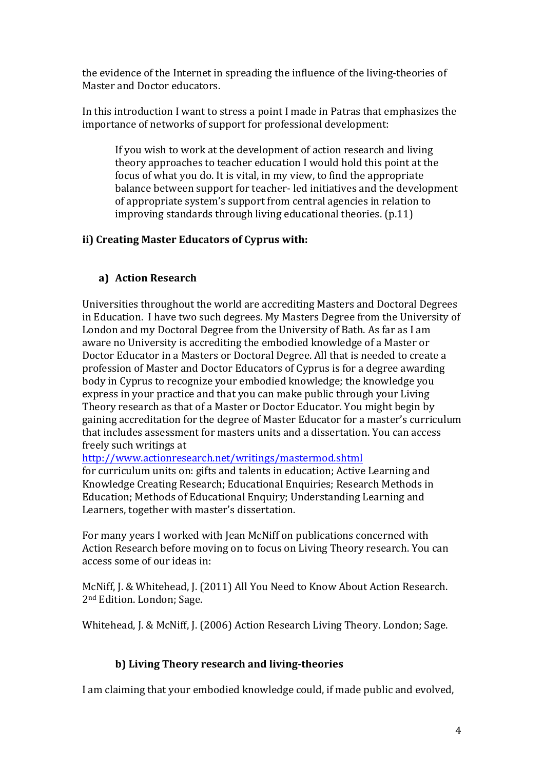the evidence of the Internet in spreading the influence of the living-theories of Master and Doctor educators.

In this introduction I want to stress a point I made in Patras that emphasizes the importance of networks of support for professional development:

> If you wish to work at the development of action research and living theory approaches to teacher education I would hold this point at the focus of what you do. It is vital, in my view, to find the appropriate balance between support for teacher- led initiatives and the development of appropriate system's support from central agencies in relation to improving standards through living educational theories. (p.11)

### ii) Creating Master Educators of Cyprus with:

#### a) Action Research

Universities throughout the world are accrediting Masters and Doctoral Degrees in Education. I have two such degrees. My Masters Degree from the University of London and my Doctoral Degree from the University of Bath. As far as I am aware no University is accrediting the embodied knowledge of a Master or Doctor Educator in a Masters or Doctoral Degree. All that is needed to create a profession of Master and Doctor Educators of Cyprus is for a degree awarding body in Cyprus to recognize your embodied knowledge; the knowledge you express in your practice and that you can make public through your Living Theory research as that of a Master or Doctor Educator. You might begin by gaining accreditation for the degree of Master Educator for a master's curriculum that includes assessment for masters units and a dissertation. You can access freely such writings at
http://www.actionresearch.net/writings/mastermod.shtml
for curriculum units on: gifts and talents in education; Active Learning and Knowledge Creating Research; Educational Enquiries; Research Methods in Education; Methods of Educational Enquiry; Understanding Learning and Learners, together with master's dissertation.

For many years I worked with Jean McNiff on publications concerned with Action Research before moving on to focus on Living Theory research. You can access some of our ideas in:

McNiff, J. & Whitehead, J. (2011) All You Need to Know About Action Research. 2nd Edition. London; Sage.

Whitehead, J. & McNiff, J. (2006) Action Research Living Theory. London; Sage.

#### b) Living Theory research and living-theories

I am claiming that your embodied knowledge could, if made public and evolved,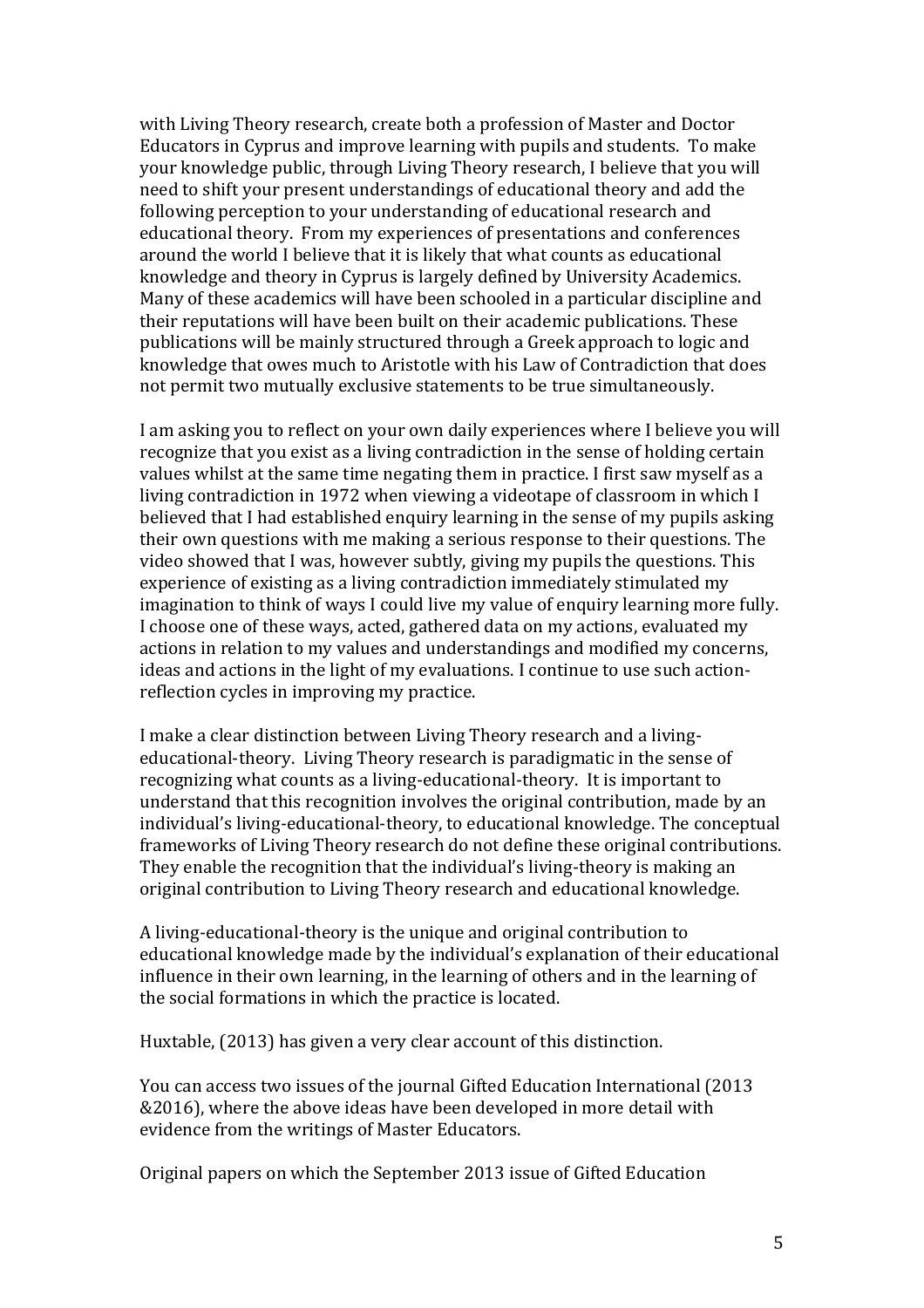with Living Theory research, create both a profession of Master and Doctor Educators in Cyprus and improve learning with pupils and students. To make your knowledge public, through Living Theory research, I believe that you will need to shift your present understandings of educational theory and add the following perception to your understanding of educational research and educational theory. From my experiences of presentations and conferences around the world I believe that it is likely that what counts as educational knowledge and theory in Cyprus is largely defined by University Academics. Many of these academics will have been schooled in a particular discipline and their reputations will have been built on their academic publications. These publications will be mainly structured through a Greek approach to logic and knowledge that owes much to Aristotle with his Law of Contradiction that does not permit two mutually exclusive statements to be true simultaneously.

I am asking you to reflect on your own daily experiences where I believe you will recognize that you exist as a living contradiction in the sense of holding certain values whilst at the same time negating them in practice. I first saw myself as a living contradiction in 1972 when viewing a videotape of classroom in which I believed that I had established enquiry learning in the sense of my pupils asking their own questions with me making a serious response to their questions. The video showed that I was, however subtly, giving my pupils the questions. This experience of existing as a living contradiction immediately stimulated my imagination to think of ways I could live my value of enquiry learning more fully. I choose one of these ways, acted, gathered data on my actions, evaluated my actions in relation to my values and understandings and modified my concerns, ideas and actions in the light of my evaluations. I continue to use such action-reflection cycles in improving my practice.

I make a clear distinction between Living Theory research and a living-educational-theory. Living Theory research is paradigmatic in the sense of recognizing what counts as a living-educational-theory. It is important to understand that this recognition involves the original contribution, made by an individual's living-educational-theory, to educational knowledge. The conceptual frameworks of Living Theory research do not define these original contributions. They enable the recognition that the individual's living-theory is making an original contribution to Living Theory research and educational knowledge.

A living-educational-theory is the unique and original contribution to educational knowledge made by the individual's explanation of their educational influence in their own learning, in the learning of others and in the learning of the social formations in which the practice is located.

Huxtable, (2013) has given a very clear account of this distinction.

You can access two issues of the journal Gifted Education International (2013 &2016), where the above ideas have been developed in more detail with evidence from the writings of Master Educators.

Original papers on which the September 2013 issue of Gifted Education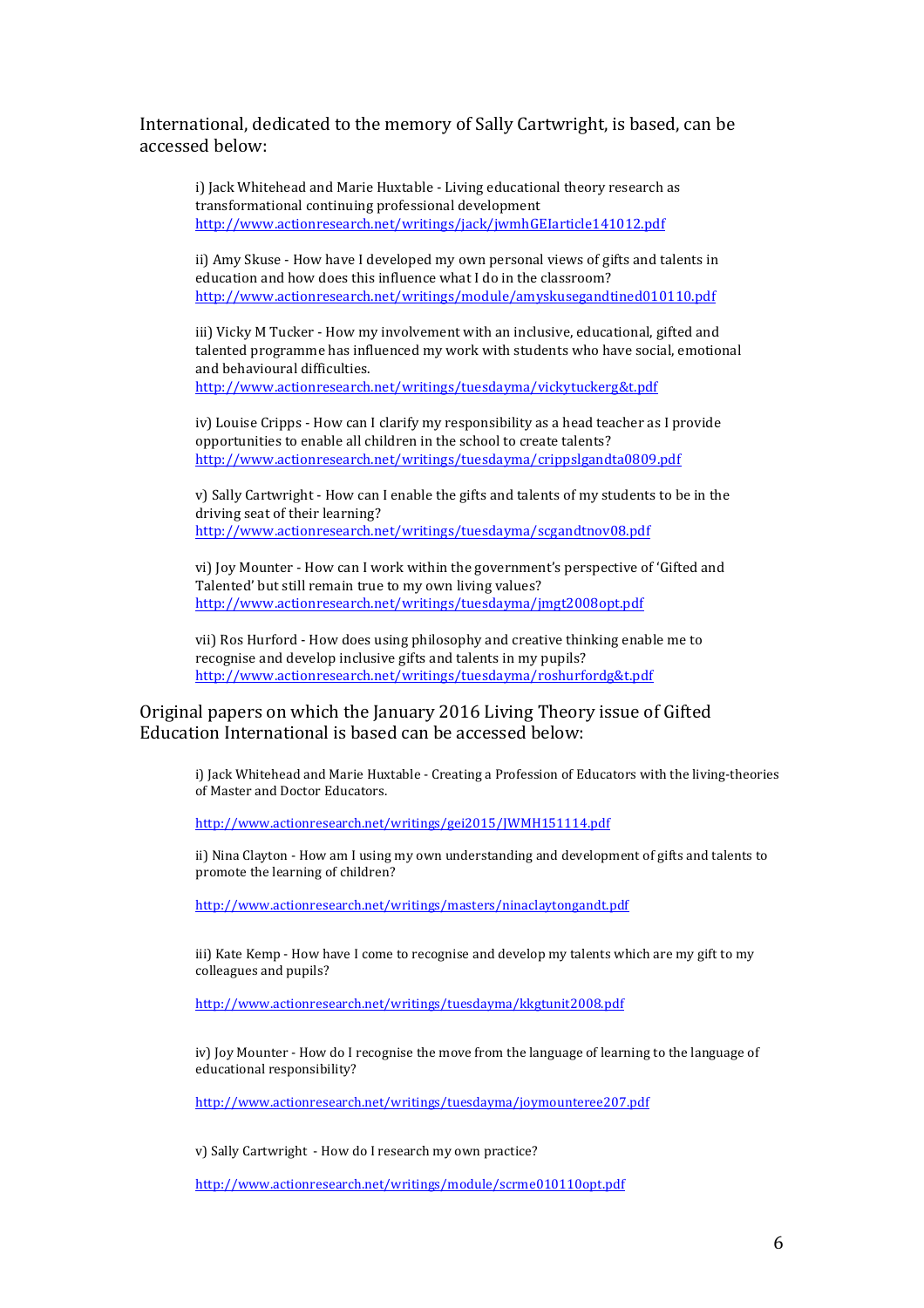International, dedicated to the memory of Sally Cartwright, is based, can be accessed below:

i) Jack Whitehead and Marie Huxtable - Living educational theory research as transformational continuing professional development
http://www.actionresearch.net/writings/jack/jwmhGEIarticle141012.pdf

ii) Amy Skuse - How have I developed my own personal views of gifts and talents in education and how does this influence what I do in the classroom?
http://www.actionresearch.net/writings/module/amyskusegandtined010110.pdf

iii) Vicky M Tucker - How my involvement with an inclusive, educational, gifted and talented programme has influenced my work with students who have social, emotional and behavioural difficulties.
http://www.actionresearch.net/writings/tuesdayma/vickytuckerg&t.pdf

iv) Louise Cripps - How can I clarify my responsibility as a head teacher as I provide opportunities to enable all children in the school to create talents?
http://www.actionresearch.net/writings/tuesdayma/crippslgandta0809.pdf

v) Sally Cartwright - How can I enable the gifts and talents of my students to be in the driving seat of their learning?
http://www.actionresearch.net/writings/tuesdayma/scgandtnov08.pdf

vi) Joy Mounter - How can I work within the government's perspective of 'Gifted and Talented' but still remain true to my own living values?
http://www.actionresearch.net/writings/tuesdayma/jmgt2008opt.pdf

vii) Ros Hurford - How does using philosophy and creative thinking enable me to recognise and develop inclusive gifts and talents in my pupils?
http://www.actionresearch.net/writings/tuesdayma/roshurfordg&t.pdf

Original papers on which the January 2016 Living Theory issue of Gifted Education International is based can be accessed below:

i) Jack Whitehead and Marie Huxtable - Creating a Profession of Educators with the living-theories of Master and Doctor Educators.

http://www.actionresearch.net/writings/gei2015/JWMH151114.pdf

ii) Nina Clayton - How am I using my own understanding and development of gifts and talents to promote the learning of children?

http://www.actionresearch.net/writings/masters/ninaclaytongandt.pdf

iii) Kate Kemp - How have I come to recognise and develop my talents which are my gift to my colleagues and pupils?

http://www.actionresearch.net/writings/tuesdayma/kkgtunit2008.pdf

iv) Joy Mounter - How do I recognise the move from the language of learning to the language of educational responsibility?

http://www.actionresearch.net/writings/tuesdayma/joymounteree207.pdf

v) Sally Cartwright - How do I research my own practice?

http://www.actionresearch.net/writings/module/scrme010110opt.pdf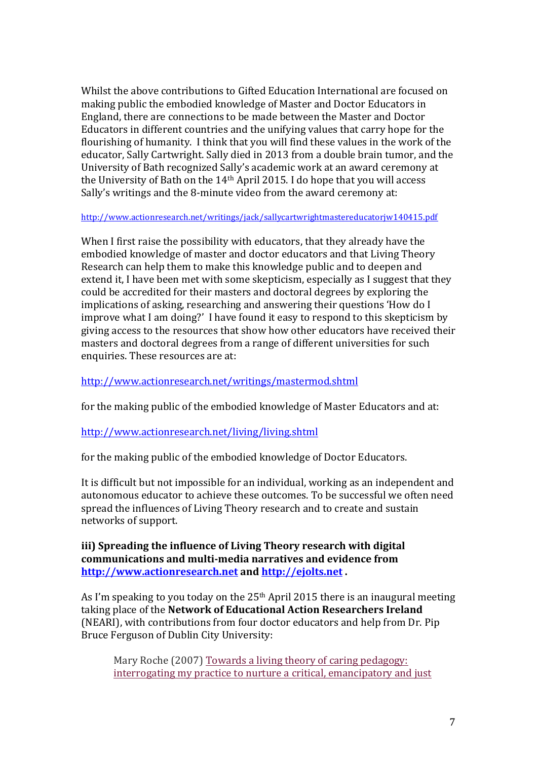Whilst the above contributions to Gifted Education International are focused on making public the embodied knowledge of Master and Doctor Educators in England, there are connections to be made between the Master and Doctor Educators in different countries and the unifying values that carry hope for the flourishing of humanity. I think that you will find these values in the work of the educator, Sally Cartwright. Sally died in 2013 from a double brain tumor, and the University of Bath recognized Sally's academic work at an award ceremony at the University of Bath on the 14th April 2015. I do hope that you will access Sally's writings and the 8-minute video from the award ceremony at:

http://www.actionresearch.net/writings/jack/sallycartwrightmastereducatorjw140415.pdf

When I first raise the possibility with educators, that they already have the embodied knowledge of master and doctor educators and that Living Theory Research can help them to make this knowledge public and to deepen and extend it, I have been met with some skepticism, especially as I suggest that they could be accredited for their masters and doctoral degrees by exploring the implications of asking, researching and answering their questions 'How do I improve what I am doing?' I have found it easy to respond to this skepticism by giving access to the resources that show how other educators have received their masters and doctoral degrees from a range of different universities for such enquiries. These resources are at:

http://www.actionresearch.net/writings/mastermod.shtml

for the making public of the embodied knowledge of Master Educators and at:

http://www.actionresearch.net/living/living.shtml

for the making public of the embodied knowledge of Doctor Educators.

It is difficult but not impossible for an individual, working as an independent and autonomous educator to achieve these outcomes. To be successful we often need spread the influences of Living Theory research and to create and sustain networks of support.

**iii) Spreading the influence of Living Theory research with digital communications and multi-media narratives and evidence from http://www.actionresearch.net and http://ejolts.net .**

As I'm speaking to you today on the 25th April 2015 there is an inaugural meeting taking place of the **Network of Educational Action Researchers Ireland** (NEARI), with contributions from four doctor educators and help from Dr. Pip Bruce Ferguson of Dublin City University:

> Mary Roche (2007) Towards a living theory of caring pedagogy: interrogating my practice to nurture a critical, emancipatory and just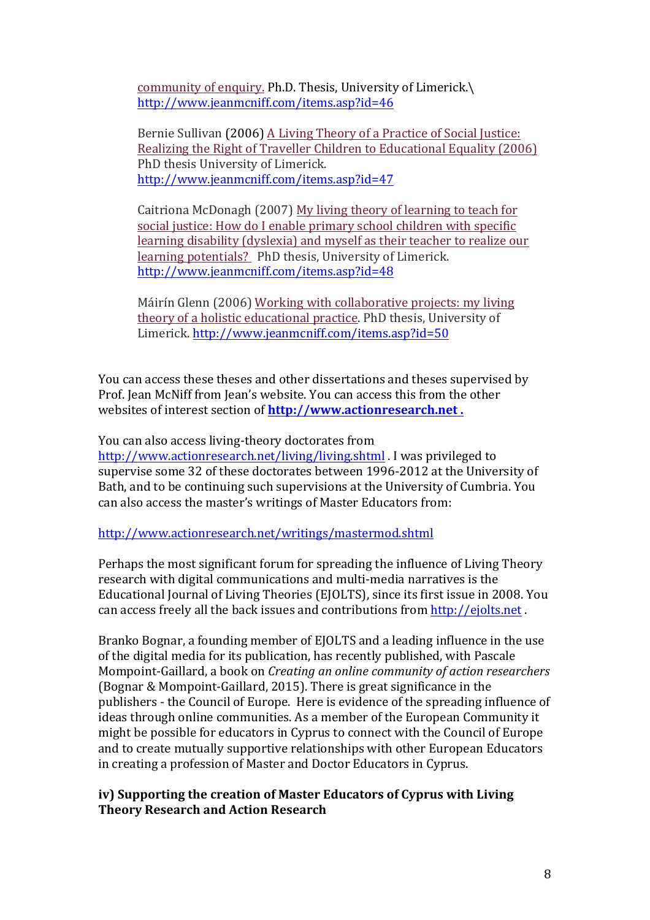community of enquiry. Ph.D. Thesis, University of Limerick.\
http://www.jeanmcniff.com/items.asp?id=46

Bernie Sullivan (2006) A Living Theory of a Practice of Social Justice: Realizing the Right of Traveller Children to Educational Equality (2006) PhD thesis University of Limerick.
http://www.jeanmcniff.com/items.asp?id=47

Caitriona McDonagh (2007) My living theory of learning to teach for social justice: How do I enable primary school children with specific learning disability (dyslexia) and myself as their teacher to realize our learning potentials? PhD thesis, University of Limerick.
http://www.jeanmcniff.com/items.asp?id=48

Máirín Glenn (2006) Working with collaborative projects: my living theory of a holistic educational practice. PhD thesis, University of Limerick. http://www.jeanmcniff.com/items.asp?id=50

You can access these theses and other dissertations and theses supervised by Prof. Jean McNiff from Jean's website. You can access this from the other websites of interest section of **http://www.actionresearch.net .**

You can also access living-theory doctorates from http://www.actionresearch.net/living/living.shtml . I was privileged to supervise some 32 of these doctorates between 1996-2012 at the University of Bath, and to be continuing such supervisions at the University of Cumbria. You can also access the master's writings of Master Educators from:

http://www.actionresearch.net/writings/mastermod.shtml

Perhaps the most significant forum for spreading the influence of Living Theory research with digital communications and multi-media narratives is the Educational Journal of Living Theories (EJOLTS), since its first issue in 2008. You can access freely all the back issues and contributions from http://ejolts.net .

Branko Bognar, a founding member of EJOLTS and a leading influence in the use of the digital media for its publication, has recently published, with Pascale Mompoint-Gaillard, a book on *Creating an online community of action researchers* (Bognar & Mompoint-Gaillard, 2015). There is great significance in the publishers - the Council of Europe. Here is evidence of the spreading influence of ideas through online communities. As a member of the European Community it might be possible for educators in Cyprus to connect with the Council of Europe and to create mutually supportive relationships with other European Educators in creating a profession of Master and Doctor Educators in Cyprus.

**iv) Supporting the creation of Master Educators of Cyprus with Living Theory Research and Action Research**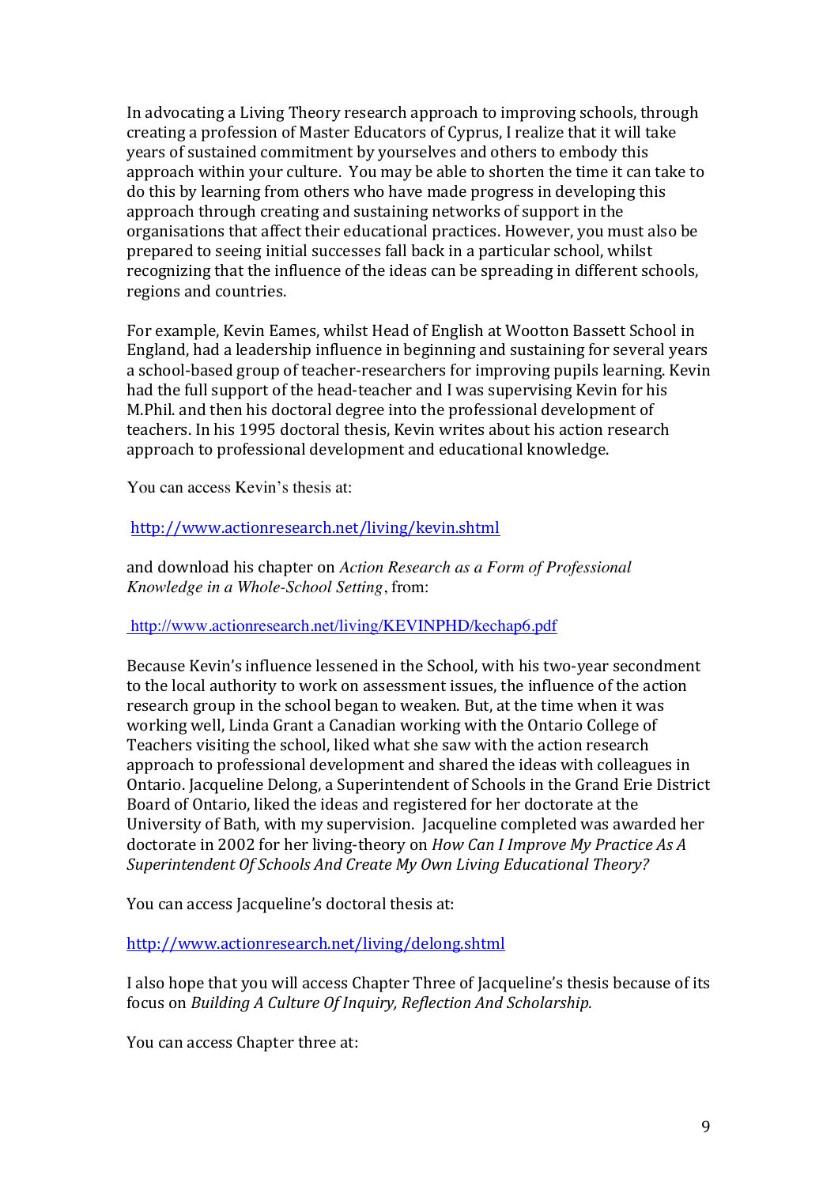In advocating a Living Theory research approach to improving schools, through creating a profession of Master Educators of Cyprus, I realize that it will take years of sustained commitment by yourselves and others to embody this approach within your culture. You may be able to shorten the time it can take to do this by learning from others who have made progress in developing this approach through creating and sustaining networks of support in the organisations that affect their educational practices. However, you must also be prepared to seeing initial successes fall back in a particular school, whilst recognizing that the influence of the ideas can be spreading in different schools, regions and countries.

For example, Kevin Eames, whilst Head of English at Wootton Bassett School in England, had a leadership influence in beginning and sustaining for several years a school-based group of teacher-researchers for improving pupils learning. Kevin had the full support of the head-teacher and I was supervising Kevin for his M.Phil. and then his doctoral degree into the professional development of teachers. In his 1995 doctoral thesis, Kevin writes about his action research approach to professional development and educational knowledge.

You can access Kevin's thesis at:

http://www.actionresearch.net/living/kevin.shtml

and download his chapter on *Action Research as a Form of Professional Knowledge in a Whole-School Setting*, from:

http://www.actionresearch.net/living/KEVINPHD/kechap6.pdf

Because Kevin's influence lessened in the School, with his two-year secondment to the local authority to work on assessment issues, the influence of the action research group in the school began to weaken. But, at the time when it was working well, Linda Grant a Canadian working with the Ontario College of Teachers visiting the school, liked what she saw with the action research approach to professional development and shared the ideas with colleagues in Ontario. Jacqueline Delong, a Superintendent of Schools in the Grand Erie District Board of Ontario, liked the ideas and registered for her doctorate at the University of Bath, with my supervision. Jacqueline completed was awarded her doctorate in 2002 for her living-theory on *How Can I Improve My Practice As A Superintendent Of Schools And Create My Own Living Educational Theory?*

You can access Jacqueline's doctoral thesis at:

http://www.actionresearch.net/living/delong.shtml

I also hope that you will access Chapter Three of Jacqueline's thesis because of its focus on *Building A Culture Of Inquiry, Reflection And Scholarship.*

You can access Chapter three at: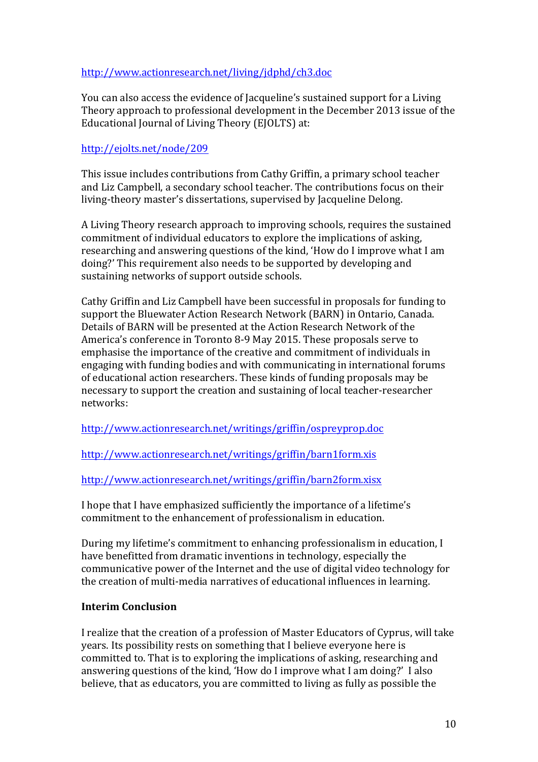http://www.actionresearch.net/living/jdphd/ch3.doc

You can also access the evidence of Jacqueline's sustained support for a Living Theory approach to professional development in the December 2013 issue of the Educational Journal of Living Theory (EJOLTS) at:

http://ejolts.net/node/209

This issue includes contributions from Cathy Griffin, a primary school teacher and Liz Campbell, a secondary school teacher. The contributions focus on their living-theory master's dissertations, supervised by Jacqueline Delong.

A Living Theory research approach to improving schools, requires the sustained commitment of individual educators to explore the implications of asking, researching and answering questions of the kind, 'How do I improve what I am doing?' This requirement also needs to be supported by developing and sustaining networks of support outside schools.

Cathy Griffin and Liz Campbell have been successful in proposals for funding to support the Bluewater Action Research Network (BARN) in Ontario, Canada. Details of BARN will be presented at the Action Research Network of the America's conference in Toronto 8-9 May 2015. These proposals serve to emphasise the importance of the creative and commitment of individuals in engaging with funding bodies and with communicating in international forums of educational action researchers. These kinds of funding proposals may be necessary to support the creation and sustaining of local teacher-researcher networks:

http://www.actionresearch.net/writings/griffin/ospreyprop.doc

http://www.actionresearch.net/writings/griffin/barn1form.xis

http://www.actionresearch.net/writings/griffin/barn2form.xisx

I hope that I have emphasized sufficiently the importance of a lifetime's commitment to the enhancement of professionalism in education.

During my lifetime's commitment to enhancing professionalism in education, I have benefitted from dramatic inventions in technology, especially the communicative power of the Internet and the use of digital video technology for the creation of multi-media narratives of educational influences in learning.

**Interim Conclusion**

I realize that the creation of a profession of Master Educators of Cyprus, will take years. Its possibility rests on something that I believe everyone here is committed to. That is to exploring the implications of asking, researching and answering questions of the kind, 'How do I improve what I am doing?' I also believe, that as educators, you are committed to living as fully as possible the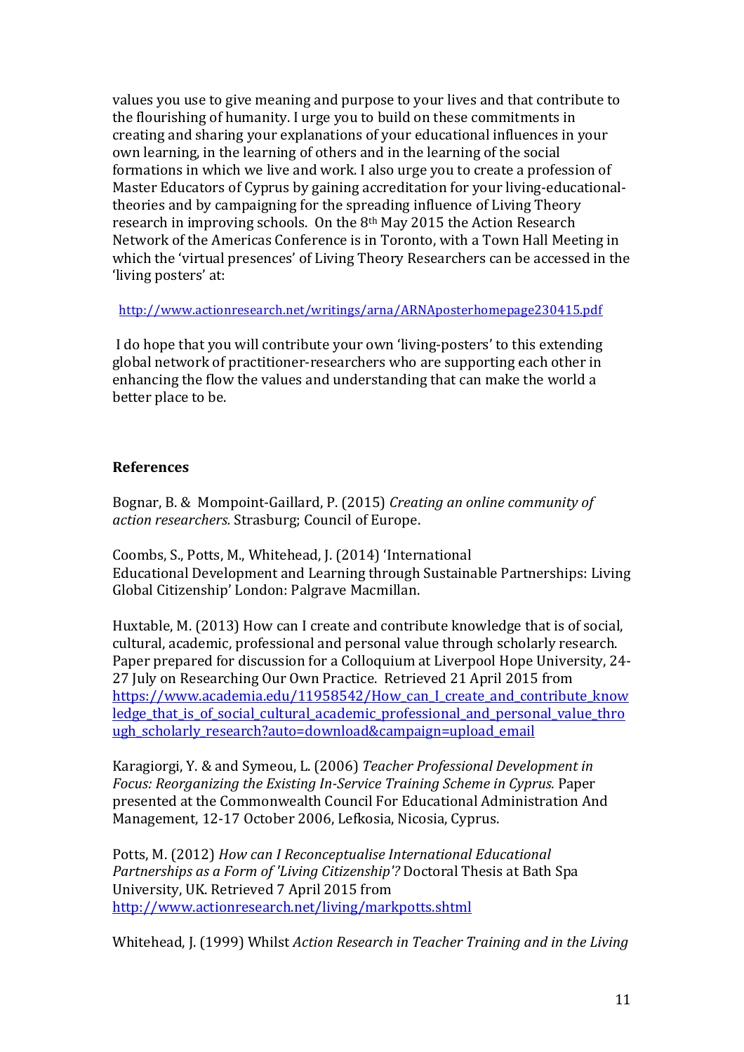values you use to give meaning and purpose to your lives and that contribute to the flourishing of humanity. I urge you to build on these commitments in creating and sharing your explanations of your educational influences in your own learning, in the learning of others and in the learning of the social formations in which we live and work. I also urge you to create a profession of Master Educators of Cyprus by gaining accreditation for your living-educational-theories and by campaigning for the spreading influence of Living Theory research in improving schools. On the 8th May 2015 the Action Research Network of the Americas Conference is in Toronto, with a Town Hall Meeting in which the 'virtual presences' of Living Theory Researchers can be accessed in the 'living posters' at:

http://www.actionresearch.net/writings/arna/ARNAposterhomepage230415.pdf

I do hope that you will contribute your own 'living-posters' to this extending global network of practitioner-researchers who are supporting each other in enhancing the flow the values and understanding that can make the world a better place to be.

**References**

Bognar, B. & Mompoint-Gaillard, P. (2015) *Creating an online community of action researchers.* Strasburg; Council of Europe.

Coombs, S., Potts, M., Whitehead, J. (2014) 'International Educational Development and Learning through Sustainable Partnerships: Living Global Citizenship' London: Palgrave Macmillan.

Huxtable, M. (2013) How can I create and contribute knowledge that is of social, cultural, academic, professional and personal value through scholarly research. Paper prepared for discussion for a Colloquium at Liverpool Hope University, 24-27 July on Researching Our Own Practice. Retrieved 21 April 2015 from https://www.academia.edu/11958542/How_can_I_create_and_contribute_knowledge_that_is_of_social_cultural_academic_professional_and_personal_value_through_scholarly_research?auto=download&campaign=upload_email

Karagiorgi, Y. & and Symeou, L. (2006) *Teacher Professional Development in Focus: Reorganizing the Existing In-Service Training Scheme in Cyprus.* Paper presented at the Commonwealth Council For Educational Administration And Management, 12-17 October 2006, Lefkosia, Nicosia, Cyprus.

Potts, M. (2012) *How can I Reconceptualise International Educational Partnerships as a Form of 'Living Citizenship'?* Doctoral Thesis at Bath Spa University, UK. Retrieved 7 April 2015 from http://www.actionresearch.net/living/markpotts.shtml

Whitehead, J. (1999) Whilst *Action Research in Teacher Training and in the Living*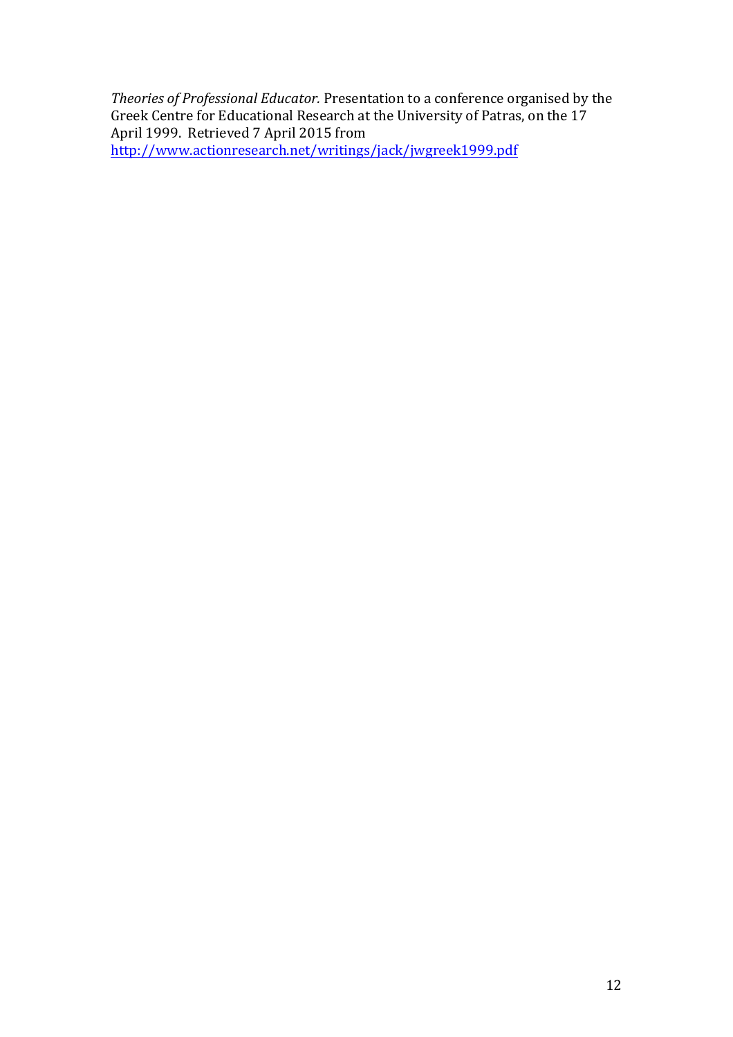*Theories of Professional Educator.* Presentation to a conference organised by the Greek Centre for Educational Research at the University of Patras, on the 17 April 1999. Retrieved 7 April 2015 from http://www.actionresearch.net/writings/jack/jwgreek1999.pdf